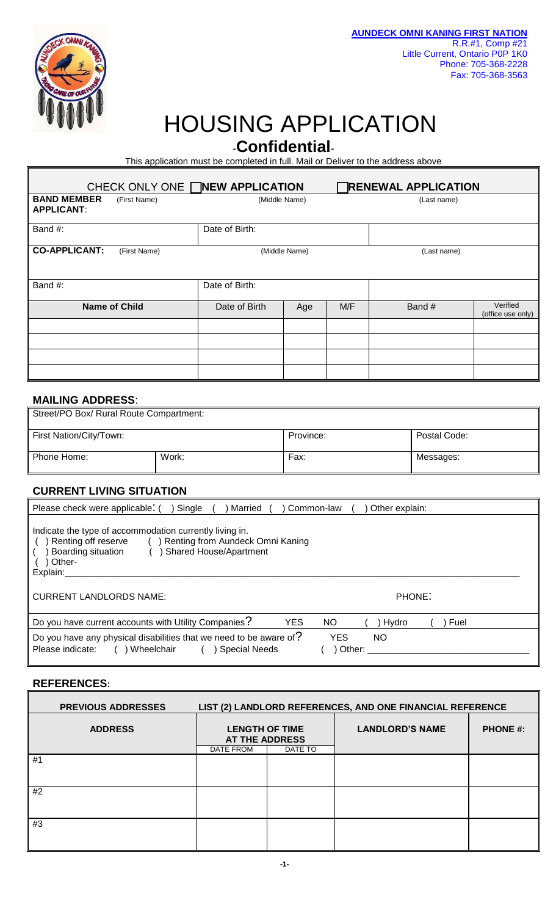**AUNDECK OMNI KANING FIRST NATION**
R.R.#1, Comp #21
Little Current, Ontario P0P 1K0
Phone: 705-368-2228
Fax: 705-368-3563

# HOUSING APPLICATION

## -Confidential-

This application must be completed in full. Mail or Deliver to the address above

CHECK ONLY ONE ☐ **NEW APPLICATION** ☐ **RENEWAL APPLICATION**

| **BAND MEMBER APPLICANT**: (First Name) | (Middle Name) | | | (Last name) | |
|---|---|---|---|---|---|
| Band #: | Date of Birth: | | | | |
| **CO-APPLICANT:** (First Name) | (Middle Name) | | | (Last name) | |
| Band #: | Date of Birth: | | | | |
| **Name of Child** | Date of Birth | Age | M/F | Band # | Verified (office use only) |
| | | | | | |
| | | | | | |
| | | | | | |
| | | | | | |

### MAILING ADDRESS:

| Street/PO Box/ Rural Route Compartment: | | | |
|---|---|---|---|
| First Nation/City/Town: | | Province: | Postal Code: |
| Phone Home: | Work: | Fax: | Messages: |

### CURRENT LIVING SITUATION

Please check were applicable: ( ) Single ( ) Married ( ) Common-law ( ) Other explain:

Indicate the type of accommodation currently living in.
( ) Renting off reserve ( ) Renting from Aundeck Omni Kaning
( ) Boarding situation ( ) Shared House/Apartment
( ) Other-
Explain:\_\_\_\_\_\_\_\_\_\_\_\_\_\_\_\_\_\_\_\_\_\_\_\_\_\_\_\_\_\_\_\_\_\_\_\_\_\_\_\_\_\_\_\_\_\_\_\_\_\_\_\_\_\_\_\_\_\_\_\_

CURRENT LANDLORDS NAME: PHONE:

Do you have current accounts with Utility Companies? YES NO ( ) Hydro ( ) Fuel

Do you have any physical disabilities that we need to be aware of? YES NO
Please indicate: ( ) Wheelchair ( ) Special Needs ( ) Other: \_\_\_\_\_\_\_\_\_\_\_\_\_\_\_\_\_\_\_\_\_\_\_\_

### REFERENCES:

| **PREVIOUS ADDRESSES** | **LIST (2) LANDLORD REFERENCES, AND ONE FINANCIAL REFERENCE** | | | |
|---|---|---|---|---|
| **ADDRESS** | **LENGTH OF TIME AT THE ADDRESS** | | **LANDLORD'S NAME** | **PHONE #:** |
| | DATE FROM | DATE TO | | |
| #1 | | | | |
| #2 | | | | |
| #3 | | | | |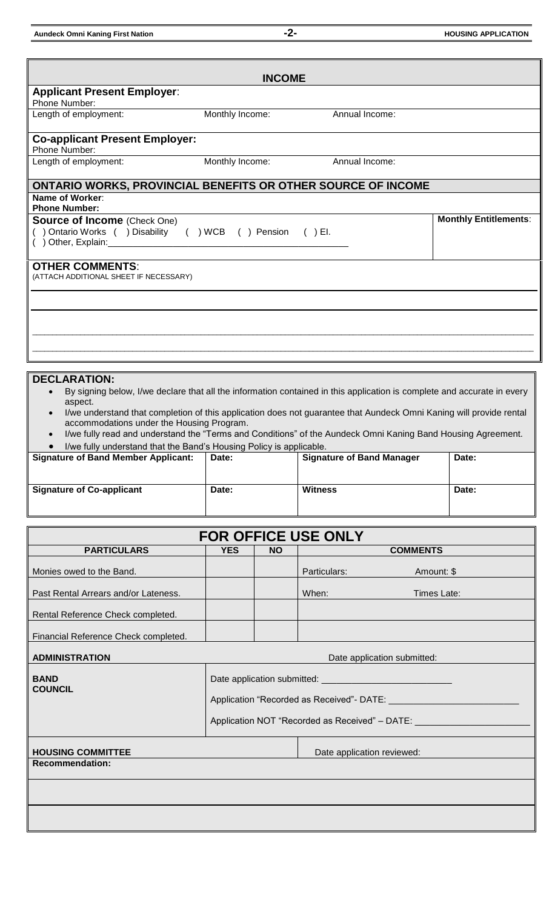## INCOME

**Applicant Present Employer**:

Phone Number:

| Length of employment: | Monthly Income: | Annual Income: |
|---|---|---|

**Co-applicant Present Employer:**

Phone Number:

| Length of employment: | Monthly Income: | Annual Income: |
|---|---|---|

### ONTARIO WORKS, PROVINCIAL BENEFITS OR OTHER SOURCE OF INCOME

**Name of Worker**:

**Phone Number:**

| **Source of Income** (Check One) | **Monthly Entitlements**: |
|---|---|
| ( ) Ontario Works ( ) Disability ( ) WCB ( ) Pension ( ) EI.<br>( ) Other, Explain:________________________________ | |

**OTHER COMMENTS**:
(ATTACH ADDITIONAL SHEET IF NECESSARY)

______________________________________________________________________________

______________________________________________________________________________

______________________________________________________________________________

______________________________________________________________________________

**DECLARATION:**

- By signing below, I/we declare that all the information contained in this application is complete and accurate in every aspect.
- I/we understand that completion of this application does not guarantee that Aundeck Omni Kaning will provide rental accommodations under the Housing Program.
- I/we fully read and understand the "Terms and Conditions" of the Aundeck Omni Kaning Band Housing Agreement.
- I/we fully understand that the Band's Housing Policy is applicable.

| **Signature of Band Member Applicant:** | **Date:** | **Signature of Band Manager** | **Date:** |
|---|---|---|---|
| **Signature of Co-applicant** | **Date:** | **Witness** | **Date:** |

## FOR OFFICE USE ONLY

| **PARTICULARS** | **YES** | **NO** | **COMMENTS** | |
|---|---|---|---|---|
| Monies owed to the Band. | | | Particulars: | Amount: $ |
| Past Rental Arrears and/or Lateness. | | | When: | Times Late: |
| Rental Reference Check completed. | | | | |
| Financial Reference Check completed. | | | | |

**ADMINISTRATION** Date application submitted:

**BAND COUNCIL**

Date application submitted: ___________________________

Application "Recorded as Received"- DATE: ___________________________

Application NOT "Recorded as Received" – DATE: ______________________

**HOUSING COMMITTEE** Date application reviewed:

**Recommendation:**